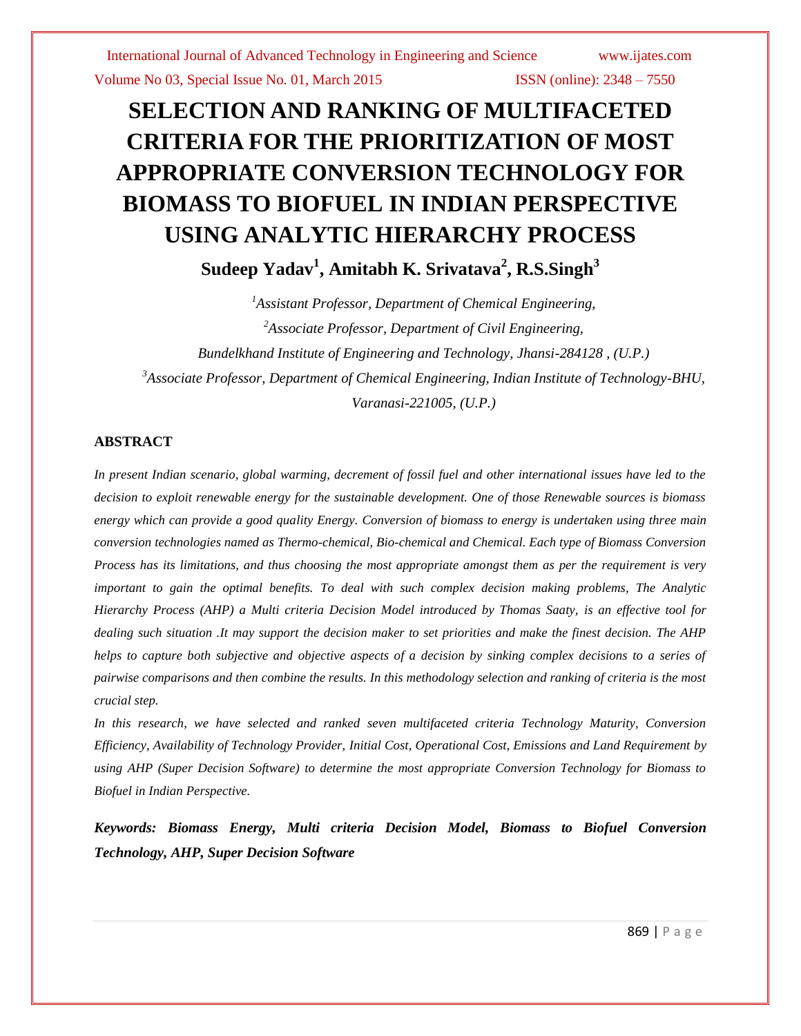# SELECTION AND RANKING OF MULTIFACETED CRITERIA FOR THE PRIORITIZATION OF MOST APPROPRIATE CONVERSION TECHNOLOGY FOR BIOMASS TO BIOFUEL IN INDIAN PERSPECTIVE USING ANALYTIC HIERARCHY PROCESS

**Sudeep Yadav[1], Amitabh K. Srivatava[2], R.S.Singh[3]**

*[1]Assistant Professor, Department of Chemical Engineering,*

*[2]Associate Professor, Department of Civil Engineering,*

*Bundelkhand Institute of Engineering and Technology, Jhansi-284128 , (U.P.)*

*[3]Associate Professor, Department of Chemical Engineering, Indian Institute of Technology-BHU, Varanasi-221005, (U.P.)*

## ABSTRACT

*In present Indian scenario, global warming, decrement of fossil fuel and other international issues have led to the decision to exploit renewable energy for the sustainable development. One of those Renewable sources is biomass energy which can provide a good quality Energy. Conversion of biomass to energy is undertaken using three main conversion technologies named as Thermo-chemical, Bio-chemical and Chemical. Each type of Biomass Conversion Process has its limitations, and thus choosing the most appropriate amongst them as per the requirement is very important to gain the optimal benefits. To deal with such complex decision making problems, The Analytic Hierarchy Process (AHP) a Multi criteria Decision Model introduced by Thomas Saaty, is an effective tool for dealing such situation .It may support the decision maker to set priorities and make the finest decision. The AHP helps to capture both subjective and objective aspects of a decision by sinking complex decisions to a series of pairwise comparisons and then combine the results. In this methodology selection and ranking of criteria is the most crucial step.*

*In this research, we have selected and ranked seven multifaceted criteria Technology Maturity, Conversion Efficiency, Availability of Technology Provider, Initial Cost, Operational Cost, Emissions and Land Requirement by using AHP (Super Decision Software) to determine the most appropriate Conversion Technology for Biomass to Biofuel in Indian Perspective.*

***Keywords: Biomass Energy, Multi criteria Decision Model, Biomass to Biofuel Conversion Technology, AHP, Super Decision Software***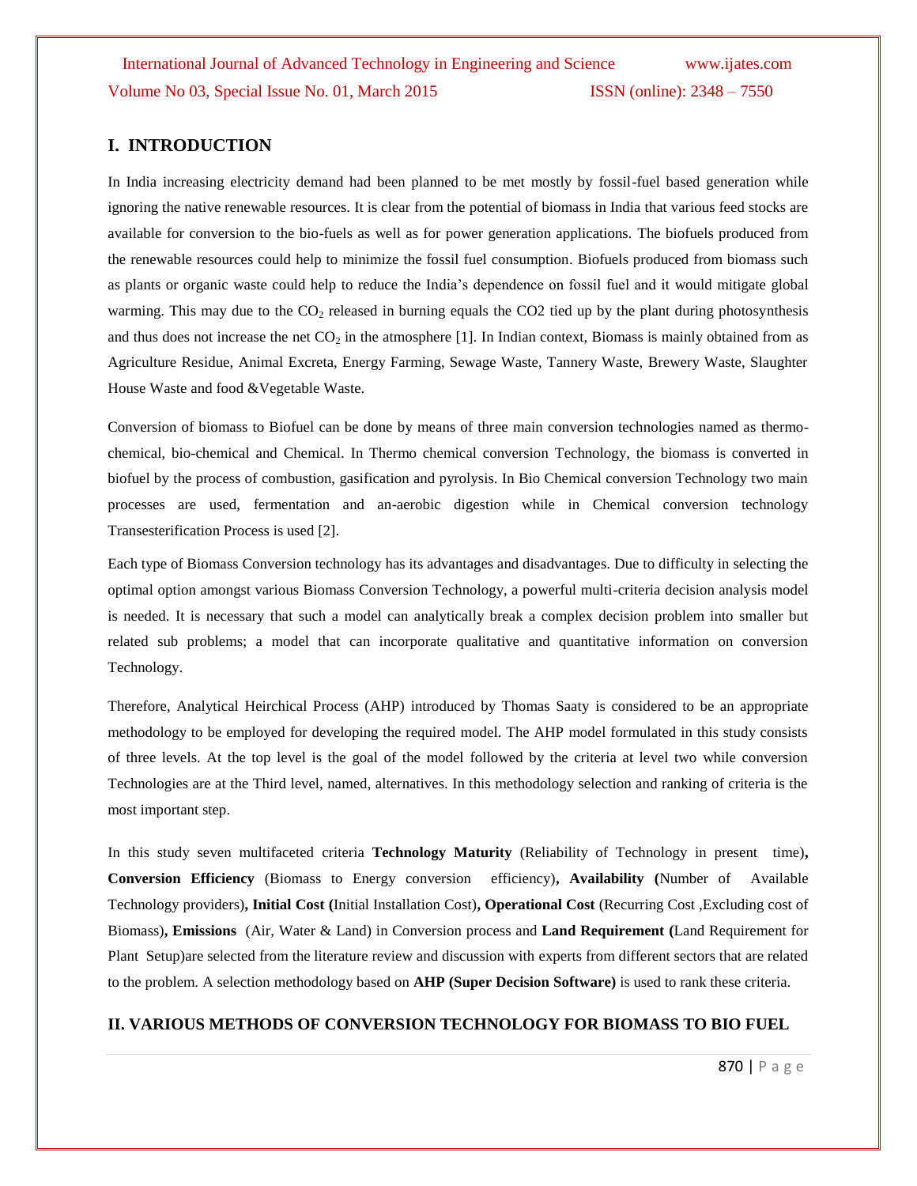## I. INTRODUCTION

In India increasing electricity demand had been planned to be met mostly by fossil-fuel based generation while ignoring the native renewable resources. It is clear from the potential of biomass in India that various feed stocks are available for conversion to the bio-fuels as well as for power generation applications. The biofuels produced from the renewable resources could help to minimize the fossil fuel consumption. Biofuels produced from biomass such as plants or organic waste could help to reduce the India's dependence on fossil fuel and it would mitigate global warming. This may due to the $CO_2$ released in burning equals the CO2 tied up by the plant during photosynthesis and thus does not increase the net $CO_2$ in the atmosphere [1]. In Indian context, Biomass is mainly obtained from as Agriculture Residue, Animal Excreta, Energy Farming, Sewage Waste, Tannery Waste, Brewery Waste, Slaughter House Waste and food &Vegetable Waste.

Conversion of biomass to Biofuel can be done by means of three main conversion technologies named as thermo-chemical, bio-chemical and Chemical. In Thermo chemical conversion Technology, the biomass is converted in biofuel by the process of combustion, gasification and pyrolysis. In Bio Chemical conversion Technology two main processes are used, fermentation and an-aerobic digestion while in Chemical conversion technology Transesterification Process is used [2].

Each type of Biomass Conversion technology has its advantages and disadvantages. Due to difficulty in selecting the optimal option amongst various Biomass Conversion Technology, a powerful multi-criteria decision analysis model is needed. It is necessary that such a model can analytically break a complex decision problem into smaller but related sub problems; a model that can incorporate qualitative and quantitative information on conversion Technology.

Therefore, Analytical Heirchical Process (AHP) introduced by Thomas Saaty is considered to be an appropriate methodology to be employed for developing the required model. The AHP model formulated in this study consists of three levels. At the top level is the goal of the model followed by the criteria at level two while conversion Technologies are at the Third level, named, alternatives. In this methodology selection and ranking of criteria is the most important step.

In this study seven multifaceted criteria **Technology Maturity** (Reliability of Technology in present time)**, Conversion Efficiency** (Biomass to Energy conversion efficiency)**, Availability (**Number of Available Technology providers)**, Initial Cost (**Initial Installation Cost)**, Operational Cost** (Recurring Cost ,Excluding cost of Biomass)**, Emissions** (Air, Water & Land) in Conversion process and **Land Requirement (**Land Requirement for Plant Setup)are selected from the literature review and discussion with experts from different sectors that are related to the problem. A selection methodology based on **AHP (Super Decision Software)** is used to rank these criteria.

## II. VARIOUS METHODS OF CONVERSION TECHNOLOGY FOR BIOMASS TO BIO FUEL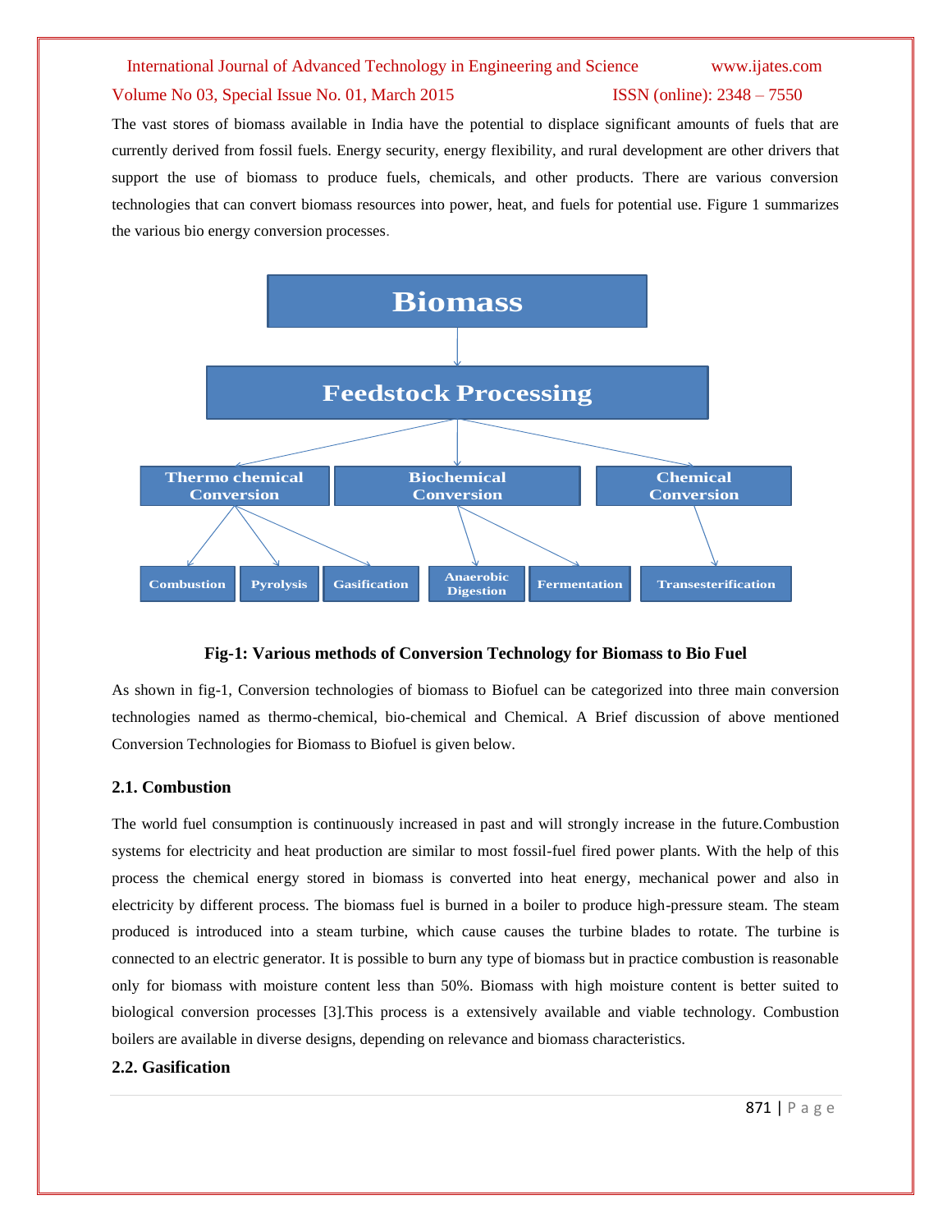The vast stores of biomass available in India have the potential to displace significant amounts of fuels that are currently derived from fossil fuels. Energy security, energy flexibility, and rural development are other drivers that support the use of biomass to produce fuels, chemicals, and other products. There are various conversion technologies that can convert biomass resources into power, heat, and fuels for potential use. Figure 1 summarizes the various bio energy conversion processes.

Biomass

Feedstock Processing

Thermo chemical Conversion | Biochemical Conversion | Chemical Conversion

Combustion | Pyrolysis | Gasification | Anaerobic Digestion | Fermentation | Transesterification

**Fig-1: Various methods of Conversion Technology for Biomass to Bio Fuel**

As shown in fig-1, Conversion technologies of biomass to Biofuel can be categorized into three main conversion technologies named as thermo-chemical, bio-chemical and Chemical. A Brief discussion of above mentioned Conversion Technologies for Biomass to Biofuel is given below.

### 2.1. Combustion

The world fuel consumption is continuously increased in past and will strongly increase in the future.Combustion systems for electricity and heat production are similar to most fossil-fuel fired power plants. With the help of this process the chemical energy stored in biomass is converted into heat energy, mechanical power and also in electricity by different process. The biomass fuel is burned in a boiler to produce high-pressure steam. The steam produced is introduced into a steam turbine, which cause causes the turbine blades to rotate. The turbine is connected to an electric generator. It is possible to burn any type of biomass but in practice combustion is reasonable only for biomass with moisture content less than 50%. Biomass with high moisture content is better suited to biological conversion processes [3].This process is a extensively available and viable technology. Combustion boilers are available in diverse designs, depending on relevance and biomass characteristics.

### 2.2. Gasification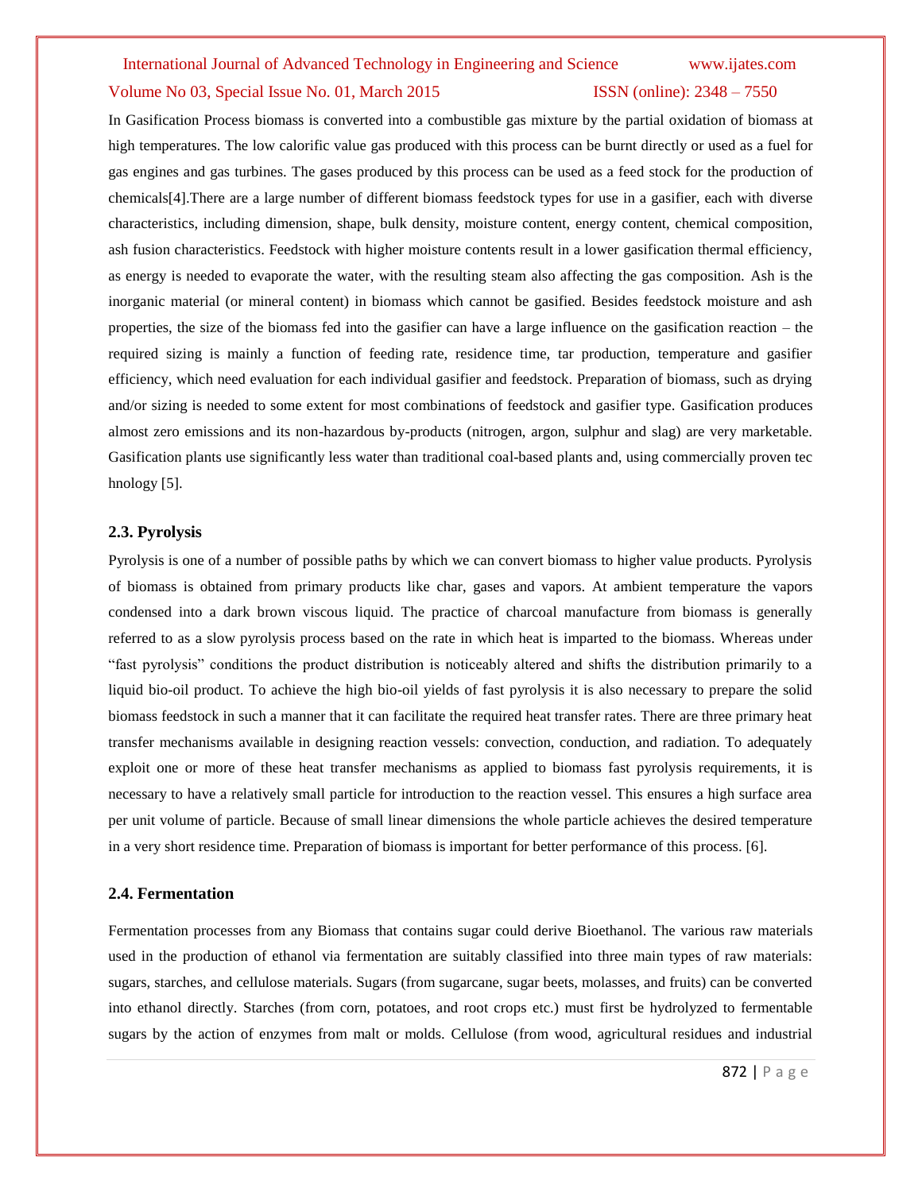In Gasification Process biomass is converted into a combustible gas mixture by the partial oxidation of biomass at high temperatures. The low calorific value gas produced with this process can be burnt directly or used as a fuel for gas engines and gas turbines. The gases produced by this process can be used as a feed stock for the production of chemicals[4].There are a large number of different biomass feedstock types for use in a gasifier, each with diverse characteristics, including dimension, shape, bulk density, moisture content, energy content, chemical composition, ash fusion characteristics. Feedstock with higher moisture contents result in a lower gasification thermal efficiency, as energy is needed to evaporate the water, with the resulting steam also affecting the gas composition. Ash is the inorganic material (or mineral content) in biomass which cannot be gasified. Besides feedstock moisture and ash properties, the size of the biomass fed into the gasifier can have a large influence on the gasification reaction – the required sizing is mainly a function of feeding rate, residence time, tar production, temperature and gasifier efficiency, which need evaluation for each individual gasifier and feedstock. Preparation of biomass, such as drying and/or sizing is needed to some extent for most combinations of feedstock and gasifier type. Gasification produces almost zero emissions and its non-hazardous by-products (nitrogen, argon, sulphur and slag) are very marketable. Gasification plants use significantly less water than traditional coal-based plants and, using commercially proven tec hnology [5].

### 2.3. Pyrolysis

Pyrolysis is one of a number of possible paths by which we can convert biomass to higher value products. Pyrolysis of biomass is obtained from primary products like char, gases and vapors. At ambient temperature the vapors condensed into a dark brown viscous liquid. The practice of charcoal manufacture from biomass is generally referred to as a slow pyrolysis process based on the rate in which heat is imparted to the biomass. Whereas under "fast pyrolysis" conditions the product distribution is noticeably altered and shifts the distribution primarily to a liquid bio-oil product. To achieve the high bio-oil yields of fast pyrolysis it is also necessary to prepare the solid biomass feedstock in such a manner that it can facilitate the required heat transfer rates. There are three primary heat transfer mechanisms available in designing reaction vessels: convection, conduction, and radiation. To adequately exploit one or more of these heat transfer mechanisms as applied to biomass fast pyrolysis requirements, it is necessary to have a relatively small particle for introduction to the reaction vessel. This ensures a high surface area per unit volume of particle. Because of small linear dimensions the whole particle achieves the desired temperature in a very short residence time. Preparation of biomass is important for better performance of this process. [6].

### 2.4. Fermentation

Fermentation processes from any Biomass that contains sugar could derive Bioethanol. The various raw materials used in the production of ethanol via fermentation are suitably classified into three main types of raw materials: sugars, starches, and cellulose materials. Sugars (from sugarcane, sugar beets, molasses, and fruits) can be converted into ethanol directly. Starches (from corn, potatoes, and root crops etc.) must first be hydrolyzed to fermentable sugars by the action of enzymes from malt or molds. Cellulose (from wood, agricultural residues and industrial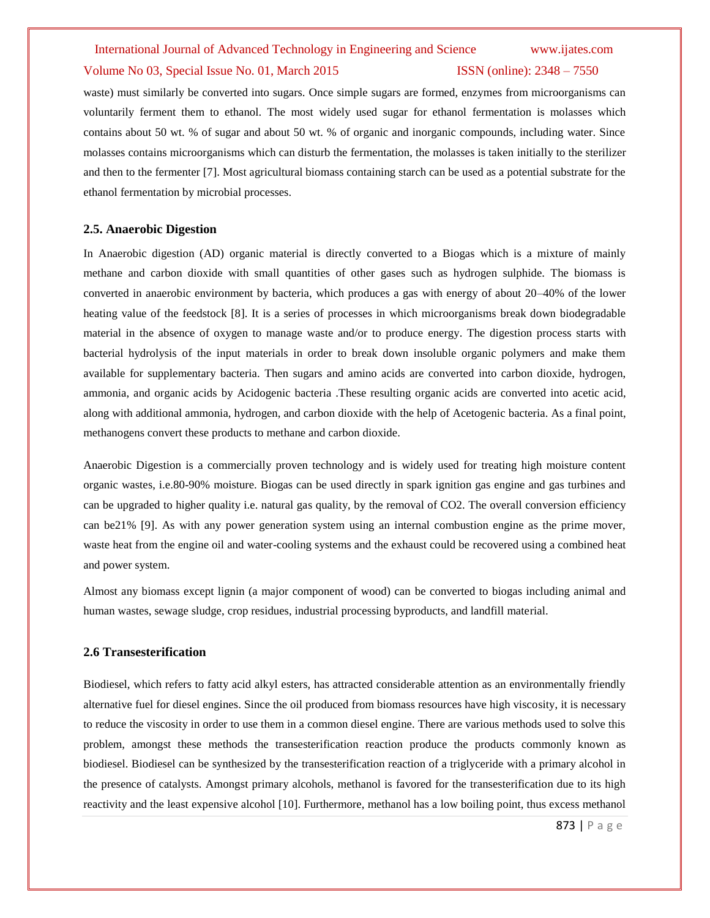waste) must similarly be converted into sugars. Once simple sugars are formed, enzymes from microorganisms can voluntarily ferment them to ethanol. The most widely used sugar for ethanol fermentation is molasses which contains about 50 wt. % of sugar and about 50 wt. % of organic and inorganic compounds, including water. Since molasses contains microorganisms which can disturb the fermentation, the molasses is taken initially to the sterilizer and then to the fermenter [7]. Most agricultural biomass containing starch can be used as a potential substrate for the ethanol fermentation by microbial processes.

### 2.5. Anaerobic Digestion

In Anaerobic digestion (AD) organic material is directly converted to a Biogas which is a mixture of mainly methane and carbon dioxide with small quantities of other gases such as hydrogen sulphide. The biomass is converted in anaerobic environment by bacteria, which produces a gas with energy of about 20–40% of the lower heating value of the feedstock [8]. It is a series of processes in which microorganisms break down biodegradable material in the absence of oxygen to manage waste and/or to produce energy. The digestion process starts with bacterial hydrolysis of the input materials in order to break down insoluble organic polymers and make them available for supplementary bacteria. Then sugars and amino acids are converted into carbon dioxide, hydrogen, ammonia, and organic acids by Acidogenic bacteria .These resulting organic acids are converted into acetic acid, along with additional ammonia, hydrogen, and carbon dioxide with the help of Acetogenic bacteria. As a final point, methanogens convert these products to methane and carbon dioxide.

Anaerobic Digestion is a commercially proven technology and is widely used for treating high moisture content organic wastes, i.e.80-90% moisture. Biogas can be used directly in spark ignition gas engine and gas turbines and can be upgraded to higher quality i.e. natural gas quality, by the removal of $CO_2$. The overall conversion efficiency can be21% [9]. As with any power generation system using an internal combustion engine as the prime mover, waste heat from the engine oil and water-cooling systems and the exhaust could be recovered using a combined heat and power system.

Almost any biomass except lignin (a major component of wood) can be converted to biogas including animal and human wastes, sewage sludge, crop residues, industrial processing byproducts, and landfill material.

### 2.6 Transesterification

Biodiesel, which refers to fatty acid alkyl esters, has attracted considerable attention as an environmentally friendly alternative fuel for diesel engines. Since the oil produced from biomass resources have high viscosity, it is necessary to reduce the viscosity in order to use them in a common diesel engine. There are various methods used to solve this problem, amongst these methods the transesterification reaction produce the products commonly known as biodiesel. Biodiesel can be synthesized by the transesterification reaction of a triglyceride with a primary alcohol in the presence of catalysts. Amongst primary alcohols, methanol is favored for the transesterification due to its high reactivity and the least expensive alcohol [10]. Furthermore, methanol has a low boiling point, thus excess methanol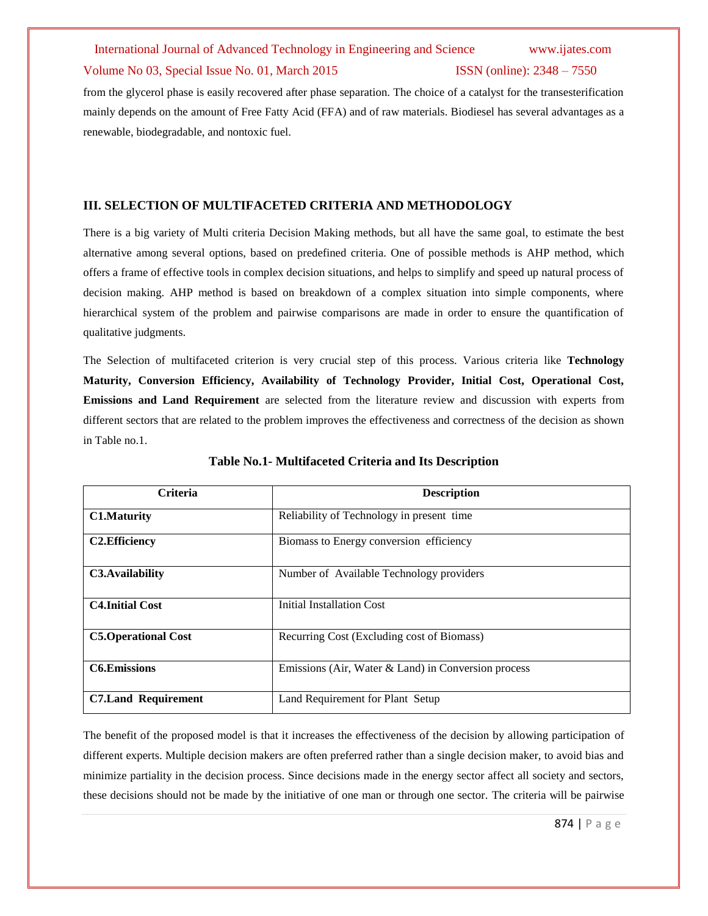from the glycerol phase is easily recovered after phase separation. The choice of a catalyst for the transesterification mainly depends on the amount of Free Fatty Acid (FFA) and of raw materials. Biodiesel has several advantages as a renewable, biodegradable, and nontoxic fuel.

## III. SELECTION OF MULTIFACETED CRITERIA AND METHODOLOGY

There is a big variety of Multi criteria Decision Making methods, but all have the same goal, to estimate the best alternative among several options, based on predefined criteria. One of possible methods is AHP method, which offers a frame of effective tools in complex decision situations, and helps to simplify and speed up natural process of decision making. AHP method is based on breakdown of a complex situation into simple components, where hierarchical system of the problem and pairwise comparisons are made in order to ensure the quantification of qualitative judgments.

The Selection of multifaceted criterion is very crucial step of this process. Various criteria like **Technology Maturity, Conversion Efficiency, Availability of Technology Provider, Initial Cost, Operational Cost, Emissions and Land Requirement** are selected from the literature review and discussion with experts from different sectors that are related to the problem improves the effectiveness and correctness of the decision as shown in Table no.1.

**Table No.1- Multifaceted Criteria and Its Description**

| Criteria | Description |
|---|---|
| **C1.Maturity** | Reliability of Technology in present time |
| **C2.Efficiency** | Biomass to Energy conversion efficiency |
| **C3.Availability** | Number of Available Technology providers |
| **C4.Initial Cost** | Initial Installation Cost |
| **C5.Operational Cost** | Recurring Cost (Excluding cost of Biomass) |
| **C6.Emissions** | Emissions (Air, Water & Land) in Conversion process |
| **C7.Land Requirement** | Land Requirement for Plant Setup |

The benefit of the proposed model is that it increases the effectiveness of the decision by allowing participation of different experts. Multiple decision makers are often preferred rather than a single decision maker, to avoid bias and minimize partiality in the decision process. Since decisions made in the energy sector affect all society and sectors, these decisions should not be made by the initiative of one man or through one sector. The criteria will be pairwise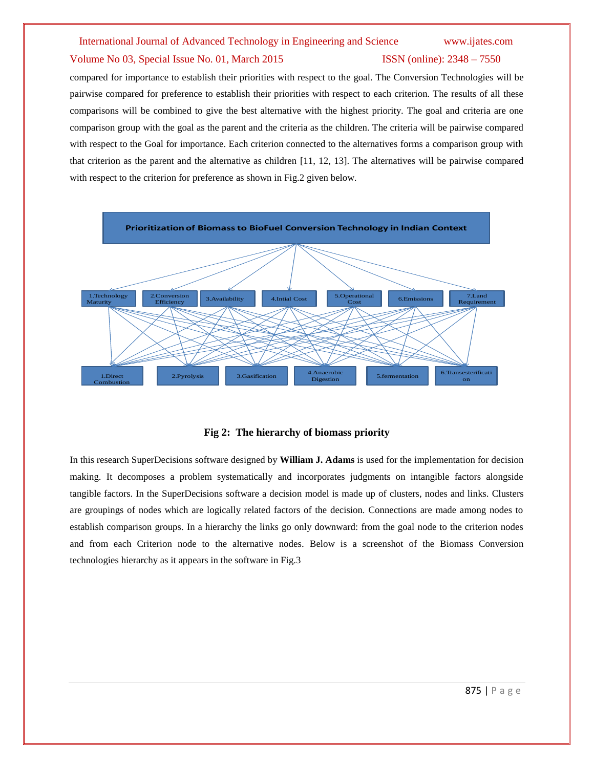compared for importance to establish their priorities with respect to the goal. The Conversion Technologies will be pairwise compared for preference to establish their priorities with respect to each criterion. The results of all these comparisons will be combined to give the best alternative with the highest priority. The goal and criteria are one comparison group with the goal as the parent and the criteria as the children. The criteria will be pairwise compared with respect to the Goal for importance. Each criterion connected to the alternatives forms a comparison group with that criterion as the parent and the alternative as children [11, 12, 13]. The alternatives will be pairwise compared with respect to the criterion for preference as shown in Fig.2 given below.

**Fig 2: The hierarchy of biomass priority**

In this research SuperDecisions software designed by **William J. Adams** is used for the implementation for decision making. It decomposes a problem systematically and incorporates judgments on intangible factors alongside tangible factors. In the SuperDecisions software a decision model is made up of clusters, nodes and links. Clusters are groupings of nodes which are logically related factors of the decision. Connections are made among nodes to establish comparison groups. In a hierarchy the links go only downward: from the goal node to the criterion nodes and from each Criterion node to the alternative nodes. Below is a screenshot of the Biomass Conversion technologies hierarchy as it appears in the software in Fig.3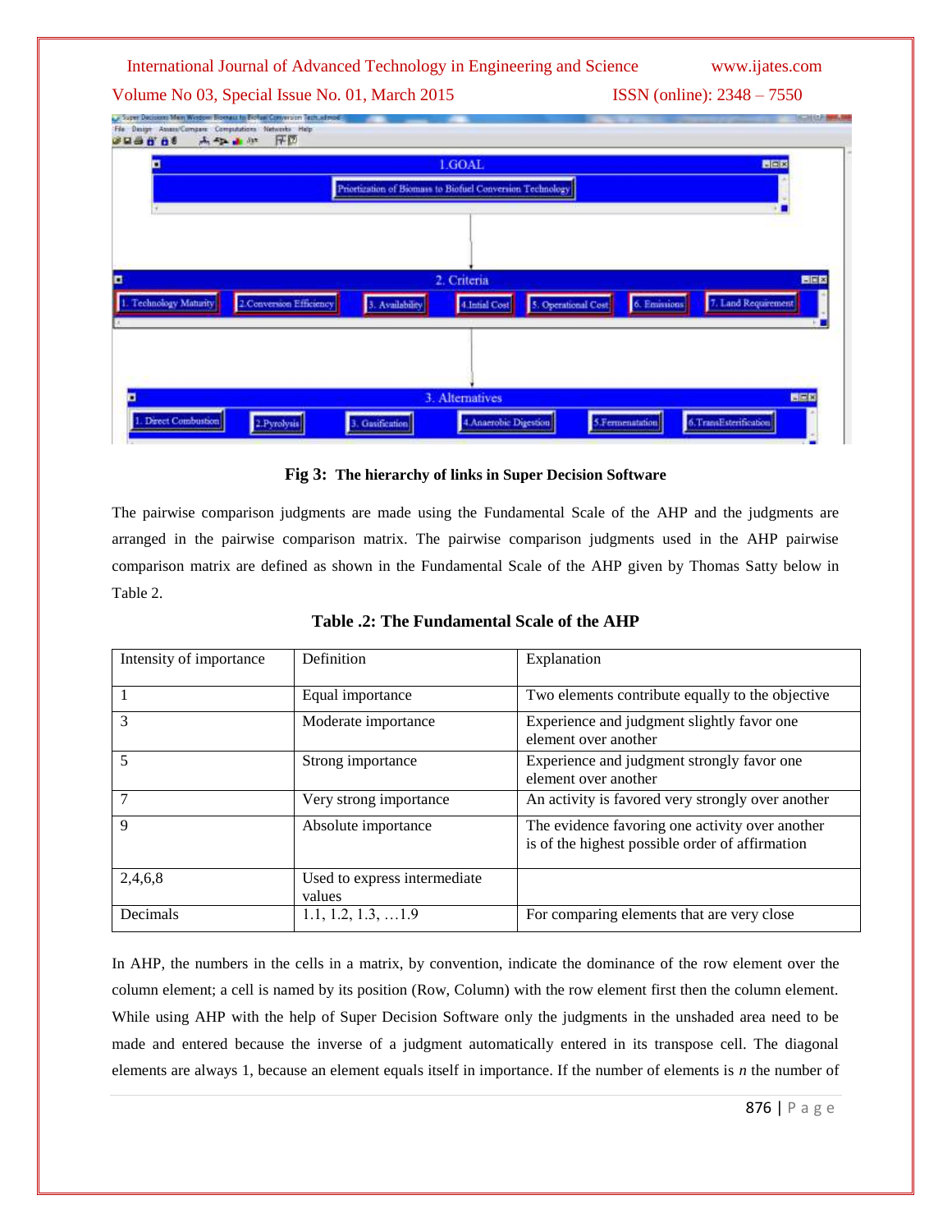**Fig 3: The hierarchy of links in Super Decision Software**

The pairwise comparison judgments are made using the Fundamental Scale of the AHP and the judgments are arranged in the pairwise comparison matrix. The pairwise comparison judgments used in the AHP pairwise comparison matrix are defined as shown in the Fundamental Scale of the AHP given by Thomas Satty below in Table 2.

**Table .2: The Fundamental Scale of the AHP**

| Intensity of importance | Definition | Explanation |
|---|---|---|
| 1 | Equal importance | Two elements contribute equally to the objective |
| 3 | Moderate importance | Experience and judgment slightly favor one element over another |
| 5 | Strong importance | Experience and judgment strongly favor one element over another |
| 7 | Very strong importance | An activity is favored very strongly over another |
| 9 | Absolute importance | The evidence favoring one activity over another is of the highest possible order of affirmation |
| 2,4,6,8 | Used to express intermediate values | |
| Decimals | 1.1, 1.2, 1.3, …1.9 | For comparing elements that are very close |

In AHP, the numbers in the cells in a matrix, by convention, indicate the dominance of the row element over the column element; a cell is named by its position (Row, Column) with the row element first then the column element. While using AHP with the help of Super Decision Software only the judgments in the unshaded area need to be made and entered because the inverse of a judgment automatically entered in its transpose cell. The diagonal elements are always 1, because an element equals itself in importance. If the number of elements is *n* the number of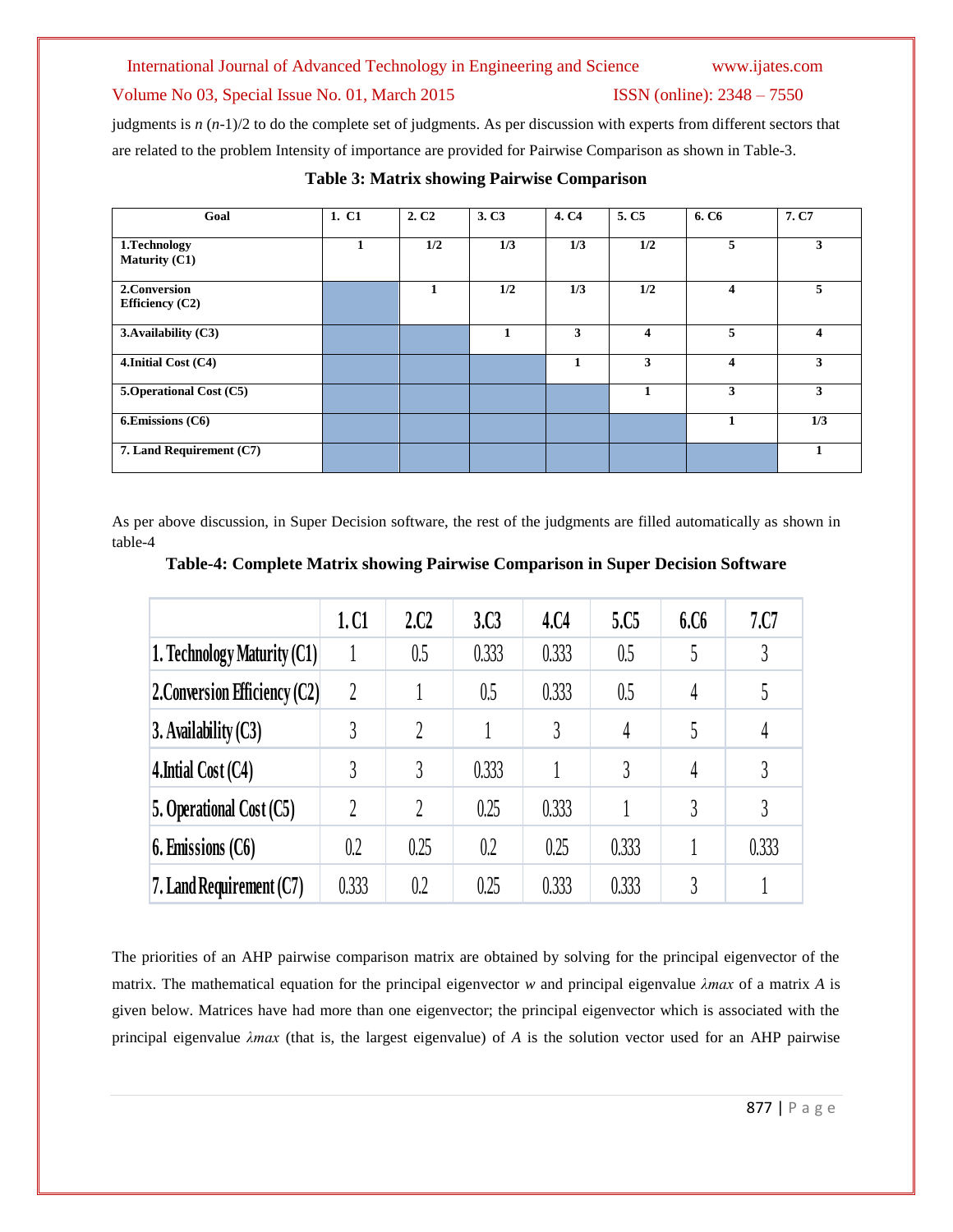judgments is $n$ ($n$-1)/2 to do the complete set of judgments. As per discussion with experts from different sectors that are related to the problem Intensity of importance are provided for Pairwise Comparison as shown in Table-3.

**Table 3: Matrix showing Pairwise Comparison**

| Goal | 1. C1 | 2. C2 | 3. C3 | 4. C4 | 5. C5 | 6. C6 | 7. C7 |
|---|---|---|---|---|---|---|---|
| **1.Technology Maturity (C1)** | **1** | **1/2** | **1/3** | **1/3** | **1/2** | **5** | **3** |
| **2.Conversion Efficiency (C2)** | | **1** | **1/2** | **1/3** | **1/2** | **4** | **5** |
| **3.Availability (C3)** | | | **1** | **3** | **4** | **5** | **4** |
| **4.Initial Cost (C4)** | | | | **1** | **3** | **4** | **3** |
| **5.Operational Cost (C5)** | | | | | **1** | **3** | **3** |
| **6.Emissions (C6)** | | | | | | **1** | **1/3** |
| **7. Land Requirement (C7)** | | | | | | | **1** |

As per above discussion, in Super Decision software, the rest of the judgments are filled automatically as shown in table-4

**Table-4: Complete Matrix showing Pairwise Comparison in Super Decision Software**

| | 1. C1 | 2.C2 | 3.C3 | 4.C4 | 5.C5 | 6.C6 | 7.C7 |
|---|---|---|---|---|---|---|---|
| 1. Technology Maturity (C1) | 1 | 0.5 | 0.333 | 0.333 | 0.5 | 5 | 3 |
| 2.Conversion Efficiency (C2) | 2 | 1 | 0.5 | 0.333 | 0.5 | 4 | 5 |
| 3. Availability (C3) | 3 | 2 | 1 | 3 | 4 | 5 | 4 |
| 4.Intial Cost (C4) | 3 | 3 | 0.333 | 1 | 3 | 4 | 3 |
| 5. Operational Cost (C5) | 2 | 2 | 0.25 | 0.333 | 1 | 3 | 3 |
| 6. Emissions (C6) | 0.2 | 0.25 | 0.2 | 0.25 | 0.333 | 1 | 0.333 |
| 7. Land Requirement (C7) | 0.333 | 0.2 | 0.25 | 0.333 | 0.333 | 3 | 1 |

The priorities of an AHP pairwise comparison matrix are obtained by solving for the principal eigenvector of the matrix. The mathematical equation for the principal eigenvector $w$ and principal eigenvalue $\lambda max$ of a matrix $A$ is given below. Matrices have had more than one eigenvector; the principal eigenvector which is associated with the principal eigenvalue $\lambda max$ (that is, the largest eigenvalue) of $A$ is the solution vector used for an AHP pairwise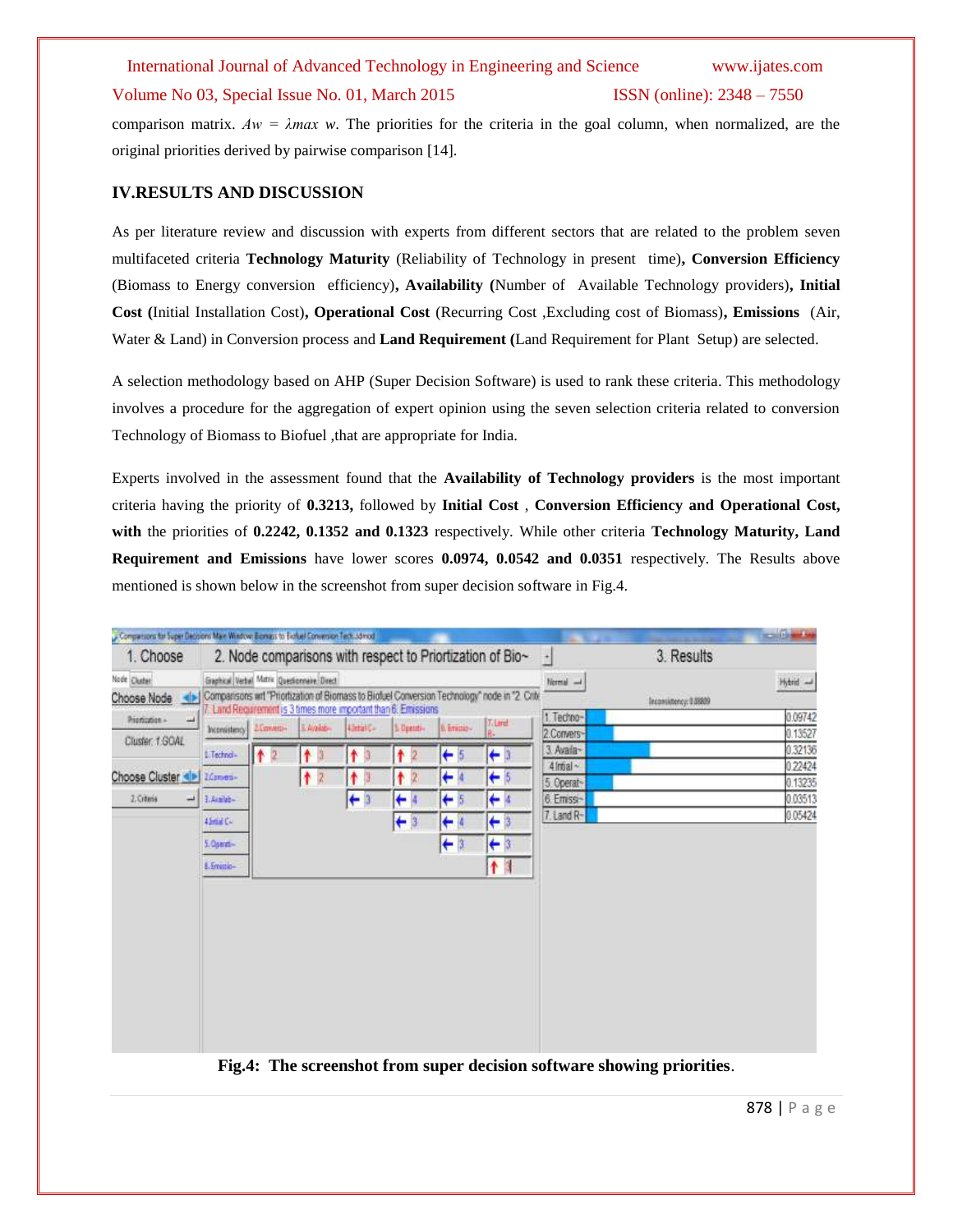comparison matrix. $Aw = \lambda max\ w$. The priorities for the criteria in the goal column, when normalized, are the original priorities derived by pairwise comparison [14].

## IV.RESULTS AND DISCUSSION

As per literature review and discussion with experts from different sectors that are related to the problem seven multifaceted criteria **Technology Maturity** (Reliability of Technology in present time)**, Conversion Efficiency** (Biomass to Energy conversion efficiency)**, Availability (**Number of Available Technology providers)**, Initial Cost (**Initial Installation Cost)**, Operational Cost** (Recurring Cost ,Excluding cost of Biomass)**, Emissions** (Air, Water & Land) in Conversion process and **Land Requirement (**Land Requirement for Plant Setup) are selected.

A selection methodology based on AHP (Super Decision Software) is used to rank these criteria. This methodology involves a procedure for the aggregation of expert opinion using the seven selection criteria related to conversion Technology of Biomass to Biofuel ,that are appropriate for India.

Experts involved in the assessment found that the **Availability of Technology providers** is the most important criteria having the priority of **0.3213,** followed by **Initial Cost** , **Conversion Efficiency and Operational Cost, with** the priorities of **0.2242, 0.1352 and 0.1323** respectively. While other criteria **Technology Maturity, Land Requirement and Emissions** have lower scores **0.0974, 0.0542 and 0.0351** respectively. The Results above mentioned is shown below in the screenshot from super decision software in Fig.4.

**Fig.4: The screenshot from super decision software showing priorities**.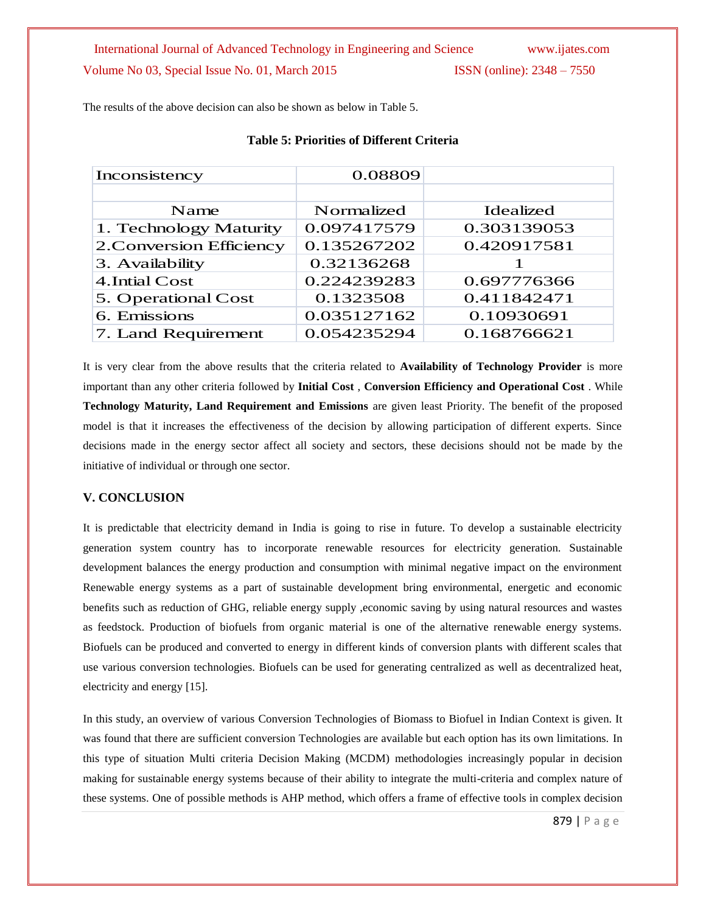The results of the above decision can also be shown as below in Table 5.

**Table 5: Priorities of Different Criteria**

| Inconsistency | 0.08809 | |
|---|---|---|
| | | |
| Name | Normalized | Idealized |
| 1. Technology Maturity | 0.097417579 | 0.303139053 |
| 2.Conversion Efficiency | 0.135267202 | 0.420917581 |
| 3. Availability | 0.32136268 | 1 |
| 4.Intial Cost | 0.224239283 | 0.697776366 |
| 5. Operational Cost | 0.1323508 | 0.411842471 |
| 6. Emissions | 0.035127162 | 0.10930691 |
| 7. Land Requirement | 0.054235294 | 0.168766621 |

It is very clear from the above results that the criteria related to **Availability of Technology Provider** is more important than any other criteria followed by **Initial Cost** , **Conversion Efficiency and Operational Cost** . While **Technology Maturity, Land Requirement and Emissions** are given least Priority. The benefit of the proposed model is that it increases the effectiveness of the decision by allowing participation of different experts. Since decisions made in the energy sector affect all society and sectors, these decisions should not be made by the initiative of individual or through one sector.

## V. CONCLUSION

It is predictable that electricity demand in India is going to rise in future. To develop a sustainable electricity generation system country has to incorporate renewable resources for electricity generation. Sustainable development balances the energy production and consumption with minimal negative impact on the environment Renewable energy systems as a part of sustainable development bring environmental, energetic and economic benefits such as reduction of GHG, reliable energy supply ,economic saving by using natural resources and wastes as feedstock. Production of biofuels from organic material is one of the alternative renewable energy systems. Biofuels can be produced and converted to energy in different kinds of conversion plants with different scales that use various conversion technologies. Biofuels can be used for generating centralized as well as decentralized heat, electricity and energy [15].

In this study, an overview of various Conversion Technologies of Biomass to Biofuel in Indian Context is given. It was found that there are sufficient conversion Technologies are available but each option has its own limitations. In this type of situation Multi criteria Decision Making (MCDM) methodologies increasingly popular in decision making for sustainable energy systems because of their ability to integrate the multi-criteria and complex nature of these systems. One of possible methods is AHP method, which offers a frame of effective tools in complex decision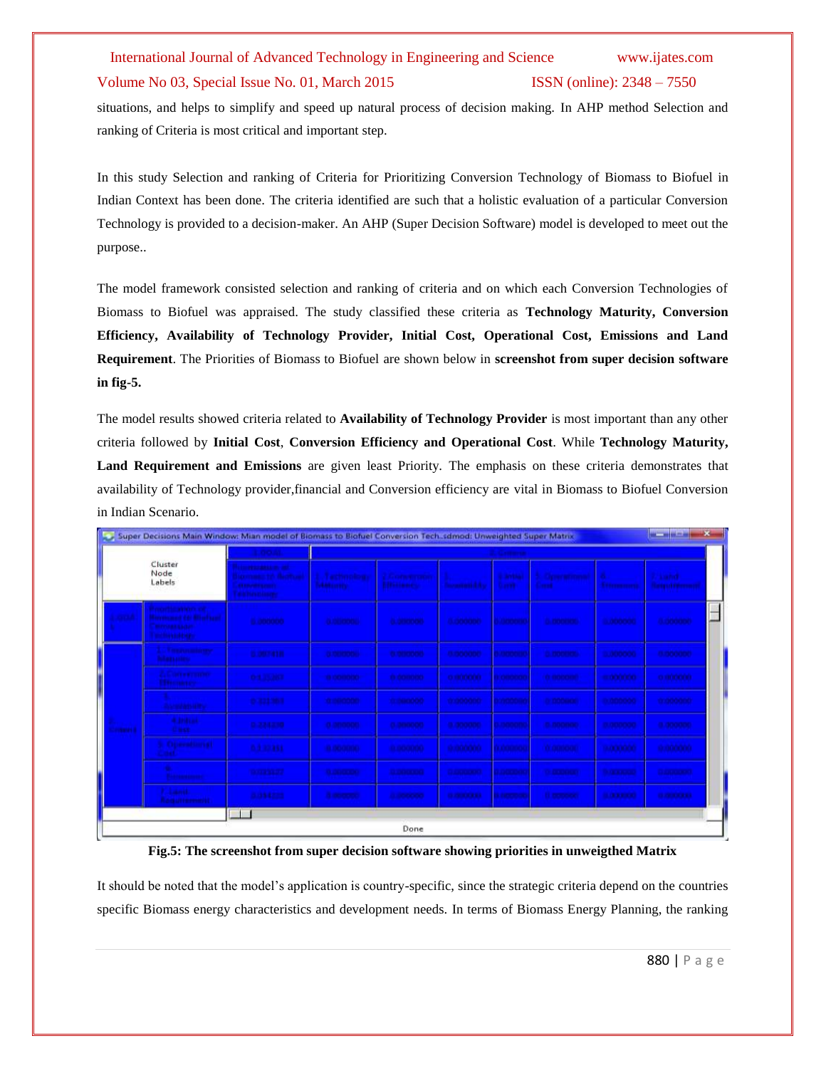situations, and helps to simplify and speed up natural process of decision making. In AHP method Selection and ranking of Criteria is most critical and important step.

In this study Selection and ranking of Criteria for Prioritizing Conversion Technology of Biomass to Biofuel in Indian Context has been done. The criteria identified are such that a holistic evaluation of a particular Conversion Technology is provided to a decision-maker. An AHP (Super Decision Software) model is developed to meet out the purpose..

The model framework consisted selection and ranking of criteria and on which each Conversion Technologies of Biomass to Biofuel was appraised. The study classified these criteria as **Technology Maturity, Conversion Efficiency, Availability of Technology Provider, Initial Cost, Operational Cost, Emissions and Land Requirement**. The Priorities of Biomass to Biofuel are shown below in **screenshot from super decision software in fig-5.**

The model results showed criteria related to **Availability of Technology Provider** is most important than any other criteria followed by **Initial Cost**, **Conversion Efficiency and Operational Cost**. While **Technology Maturity, Land Requirement and Emissions** are given least Priority. The emphasis on these criteria demonstrates that availability of Technology provider,financial and Conversion efficiency are vital in Biomass to Biofuel Conversion in Indian Scenario.

**Fig.5: The screenshot from super decision software showing priorities in unweigthed Matrix**

It should be noted that the model's application is country-specific, since the strategic criteria depend on the countries specific Biomass energy characteristics and development needs. In terms of Biomass Energy Planning, the ranking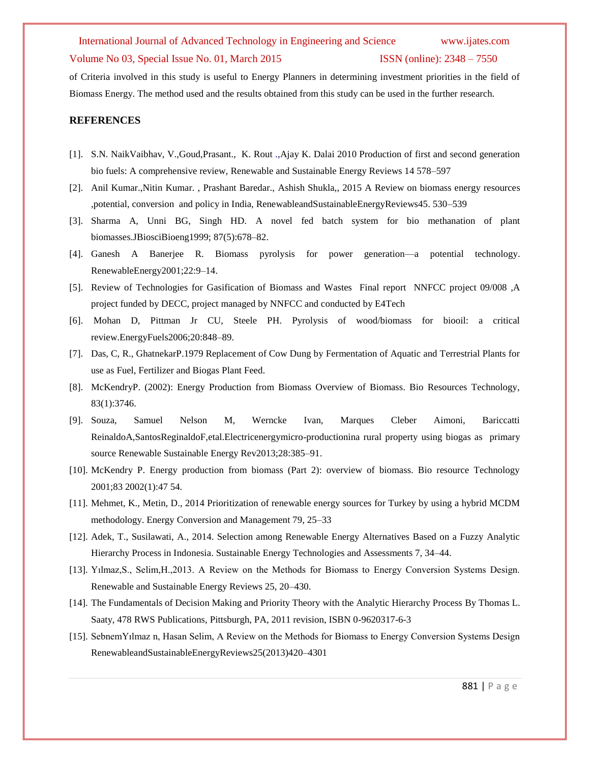of Criteria involved in this study is useful to Energy Planners in determining investment priorities in the field of Biomass Energy. The method used and the results obtained from this study can be used in the further research.

## REFERENCES

[1]. S.N. NaikVaibhav, V.,Goud,Prasant., K. Rout .,Ajay K. Dalai 2010 Production of first and second generation bio fuels: A comprehensive review, Renewable and Sustainable Energy Reviews 14 578–597

[2]. Anil Kumar.,Nitin Kumar. , Prashant Baredar., Ashish Shukla,, 2015 A Review on biomass energy resources ,potential, conversion and policy in India, RenewableandSustainableEnergyReviews45. 530–539

[3]. Sharma A, Unni BG, Singh HD. A novel fed batch system for bio methanation of plant biomasses.JBiosciBioeng1999; 87(5):678–82.

[4]. Ganesh A Banerjee R. Biomass pyrolysis for power generation—a potential technology. RenewableEnergy2001;22:9–14.

[5]. Review of Technologies for Gasification of Biomass and Wastes Final report NNFCC project 09/008 ,A project funded by DECC, project managed by NNFCC and conducted by E4Tech

[6]. Mohan D, Pittman Jr CU, Steele PH. Pyrolysis of wood/biomass for biooil: a critical review.EnergyFuels2006;20:848–89.

[7]. Das, C, R., GhatnekarP.1979 Replacement of Cow Dung by Fermentation of Aquatic and Terrestrial Plants for use as Fuel, Fertilizer and Biogas Plant Feed.

[8]. McKendryP. (2002): Energy Production from Biomass Overview of Biomass. Bio Resources Technology, 83(1):3746.

[9]. Souza, Samuel Nelson M, Werncke Ivan, Marques Cleber Aimoni, Bariccatti ReinaldoA,SantosReginaldoF,etal.Electricenergymicro-productionina rural property using biogas as primary source Renewable Sustainable Energy Rev2013;28:385–91.

[10]. McKendry P. Energy production from biomass (Part 2): overview of biomass. Bio resource Technology 2001;83 2002(1):47 54.

[11]. Mehmet, K., Metin, D., 2014 Prioritization of renewable energy sources for Turkey by using a hybrid MCDM methodology. Energy Conversion and Management 79, 25–33

[12]. Adek, T., Susilawati, A., 2014. Selection among Renewable Energy Alternatives Based on a Fuzzy Analytic Hierarchy Process in Indonesia. Sustainable Energy Technologies and Assessments 7, 34–44.

[13]. Yılmaz,S., Selim,H.,2013. A Review on the Methods for Biomass to Energy Conversion Systems Design. Renewable and Sustainable Energy Reviews 25, 20–430.

[14]. The Fundamentals of Decision Making and Priority Theory with the Analytic Hierarchy Process By Thomas L. Saaty, 478 RWS Publications, Pittsburgh, PA, 2011 revision, ISBN 0-9620317-6-3

[15]. SebnemYılmaz n, Hasan Selim, A Review on the Methods for Biomass to Energy Conversion Systems Design RenewableandSustainableEnergyReviews25(2013)420–4301